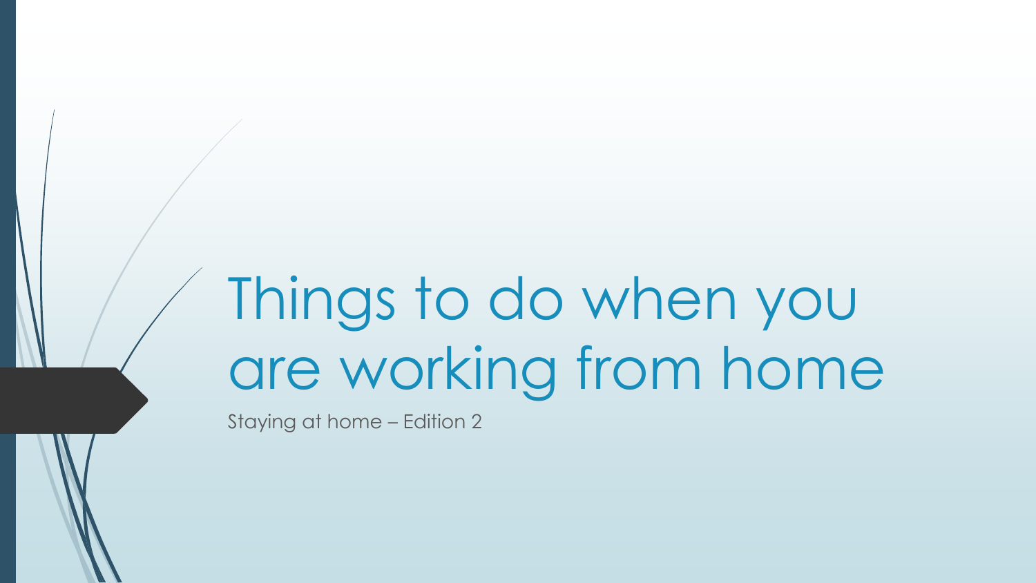# Things to do when you are working from home

Staying at home – Edition 2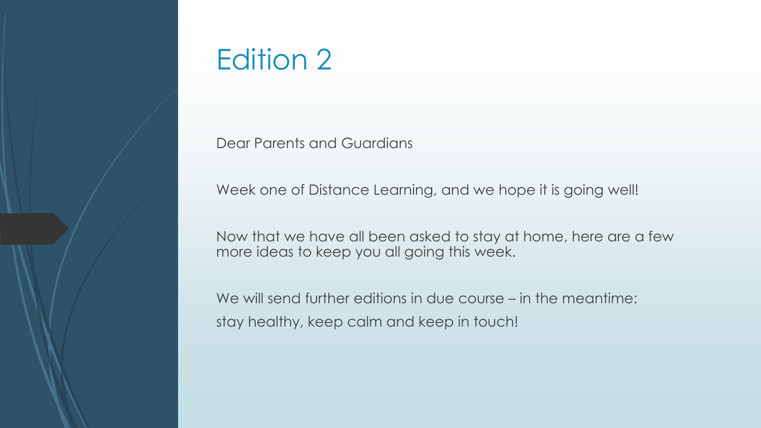# Edition 2

Dear Parents and Guardians

Week one of Distance Learning, and we hope it is going well!

Now that we have all been asked to stay at home, here are a few more ideas to keep you all going this week.

We will send further editions in due course – in the meantime:
stay healthy, keep calm and keep in touch!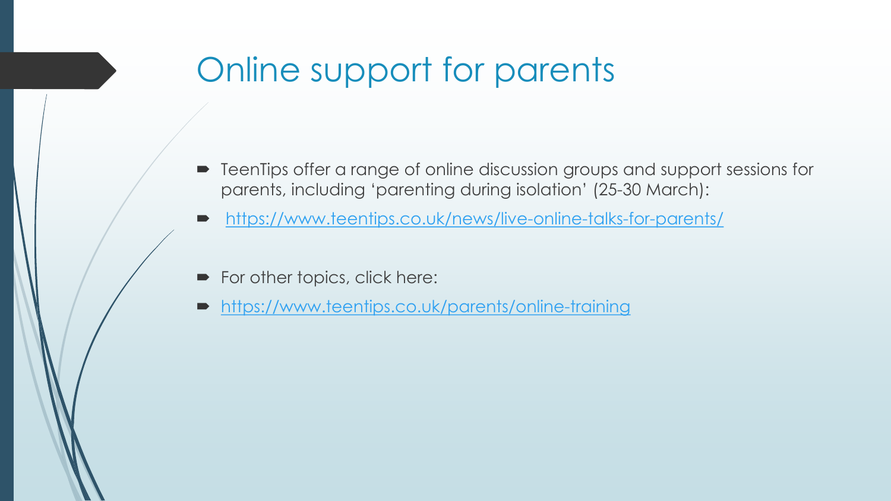# Online support for parents

- TeenTips offer a range of online discussion groups and support sessions for parents, including 'parenting during isolation' (25-30 March):
- https://www.teentips.co.uk/news/live-online-talks-for-parents/
- For other topics, click here:
- https://www.teentips.co.uk/parents/online-training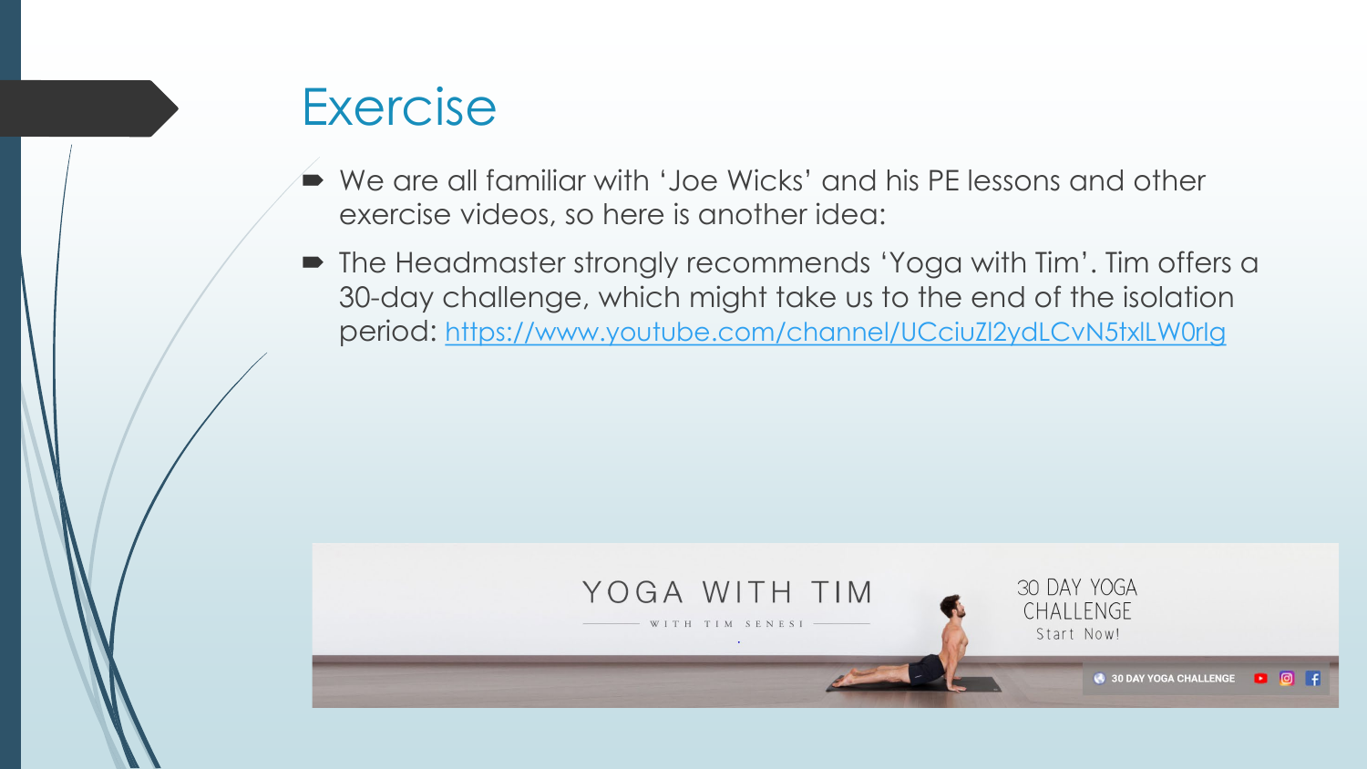# Exercise

- We are all familiar with 'Joe Wicks' and his PE lessons and other exercise videos, so here is another idea:
- The Headmaster strongly recommends 'Yoga with Tim'. Tim offers a 30-day challenge, which might take us to the end of the isolation period: https://www.youtube.com/channel/UCciuZl2ydLCvN5txlLW0rlg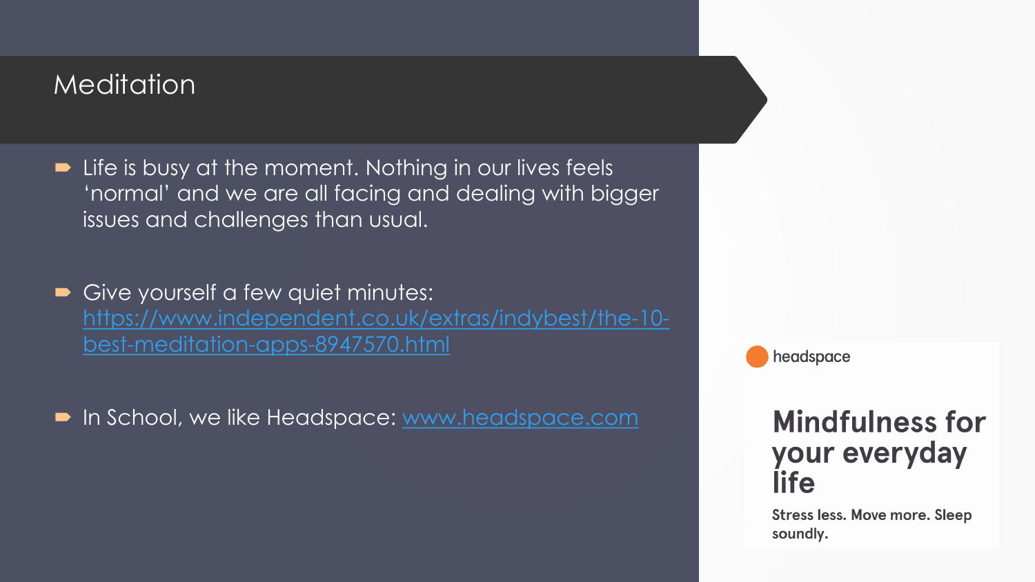# Meditation

- Life is busy at the moment. Nothing in our lives feels 'normal' and we are all facing and dealing with bigger issues and challenges than usual.

- Give yourself a few quiet minutes: [https://www.independent.co.uk/extras/indybest/the-10-best-meditation-apps-8947570.html](https://www.independent.co.uk/extras/indybest/the-10-best-meditation-apps-8947570.html)

- In School, we like Headspace: [www.headspace.com](http://www.headspace.com)

headspace

**Mindfulness for your everyday life**

Stress less. Move more. Sleep soundly.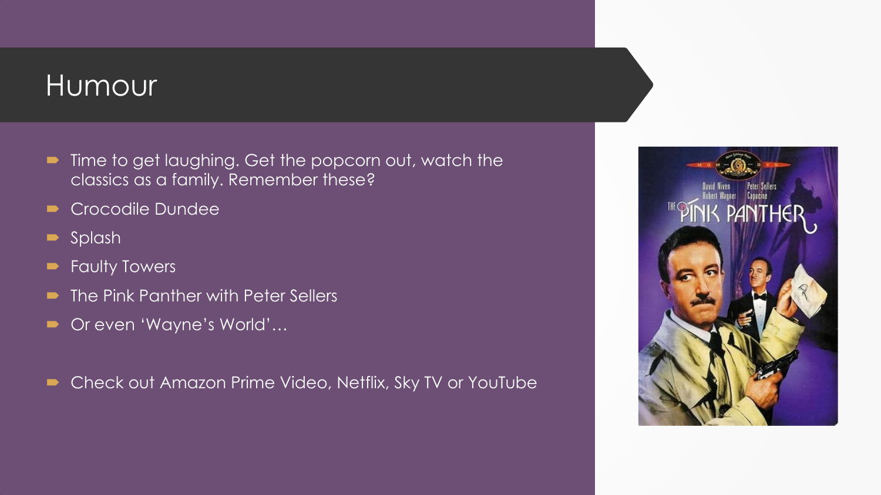# Humour

- Time to get laughing. Get the popcorn out, watch the classics as a family. Remember these?
- Crocodile Dundee
- Splash
- Faulty Towers
- The Pink Panther with Peter Sellers
- Or even 'Wayne's World'…

- Check out Amazon Prime Video, Netflix, Sky TV or YouTube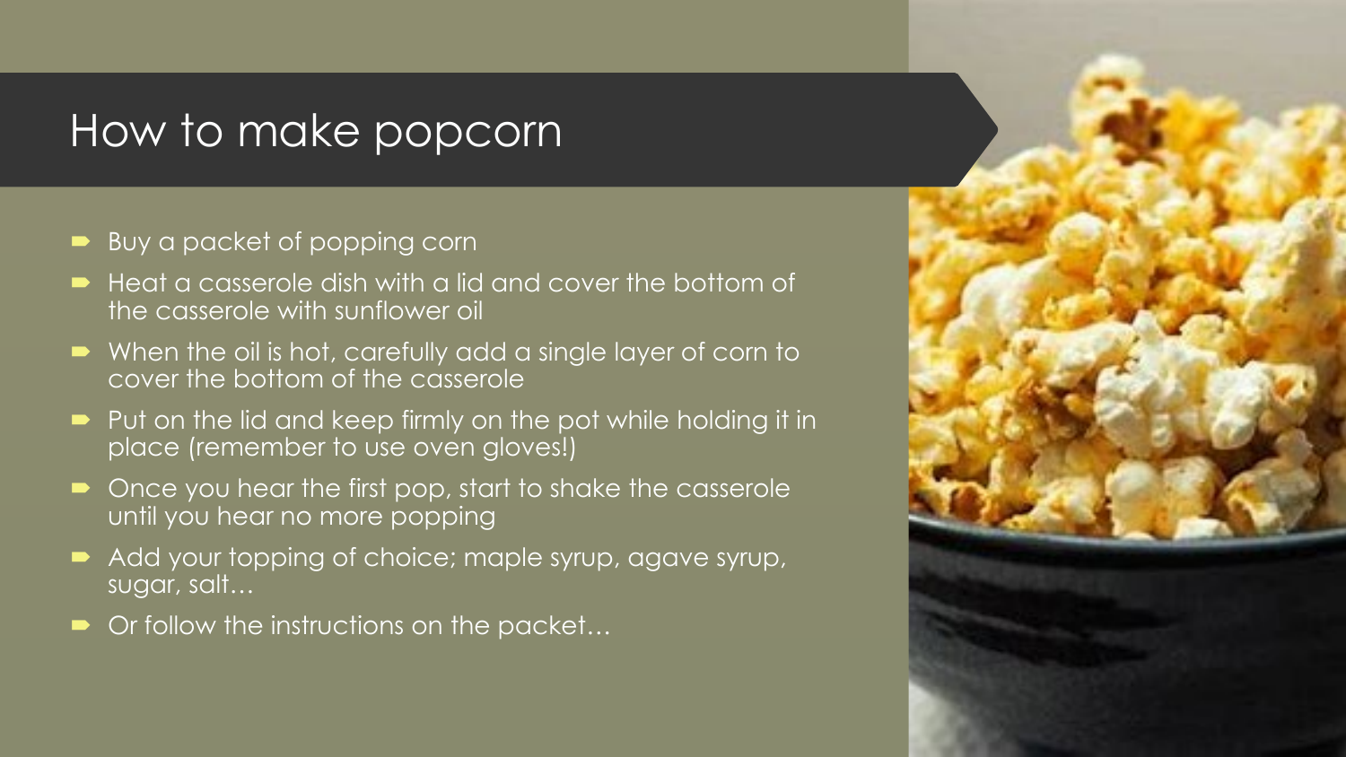# How to make popcorn

- Buy a packet of popping corn
- Heat a casserole dish with a lid and cover the bottom of the casserole with sunflower oil
- When the oil is hot, carefully add a single layer of corn to cover the bottom of the casserole
- Put on the lid and keep firmly on the pot while holding it in place (remember to use oven gloves!)
- Once you hear the first pop, start to shake the casserole until you hear no more popping
- Add your topping of choice; maple syrup, agave syrup, sugar, salt…
- Or follow the instructions on the packet…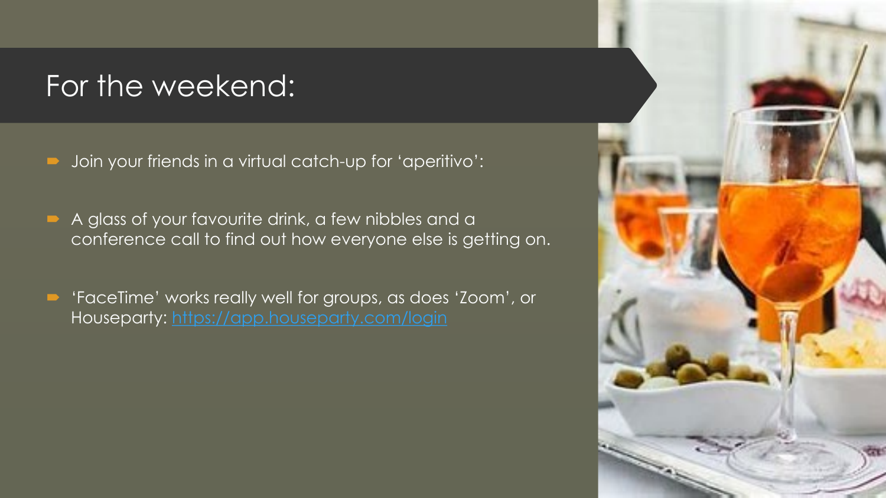# For the weekend:

- Join your friends in a virtual catch-up for 'aperitivo':
- A glass of your favourite drink, a few nibbles and a conference call to find out how everyone else is getting on.
- 'FaceTime' works really well for groups, as does 'Zoom', or Houseparty: [https://app.houseparty.com/login](https://app.houseparty.com/login)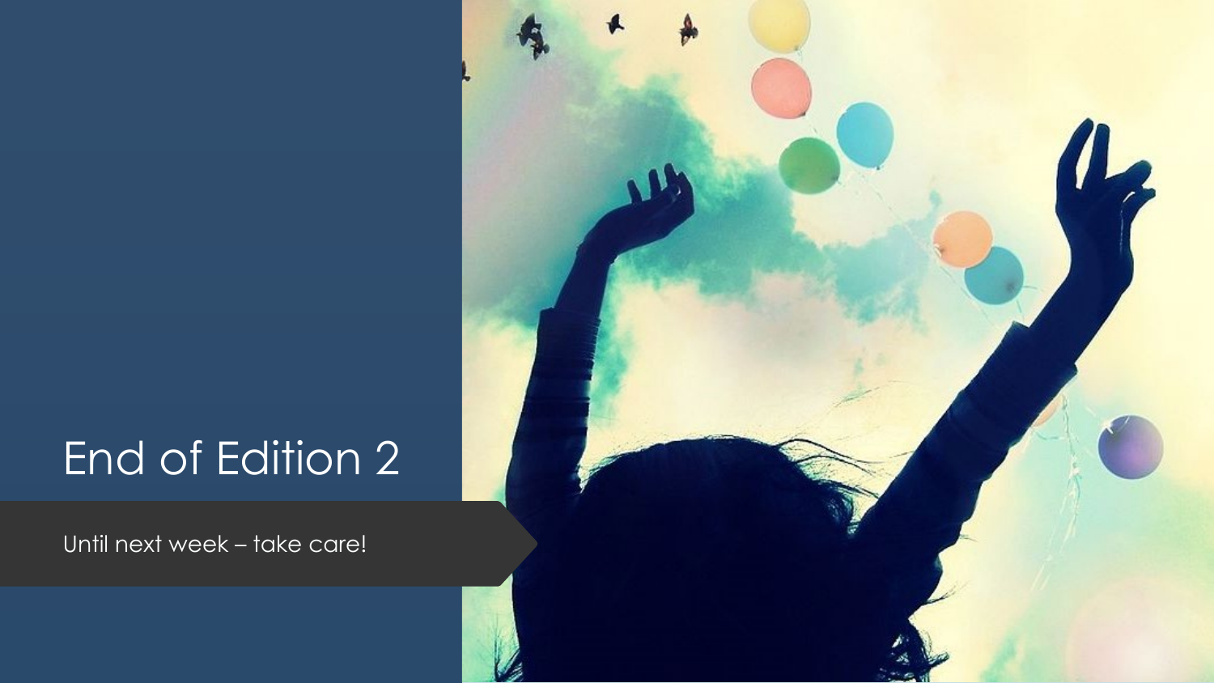# End of Edition 2

Until next week – take care!